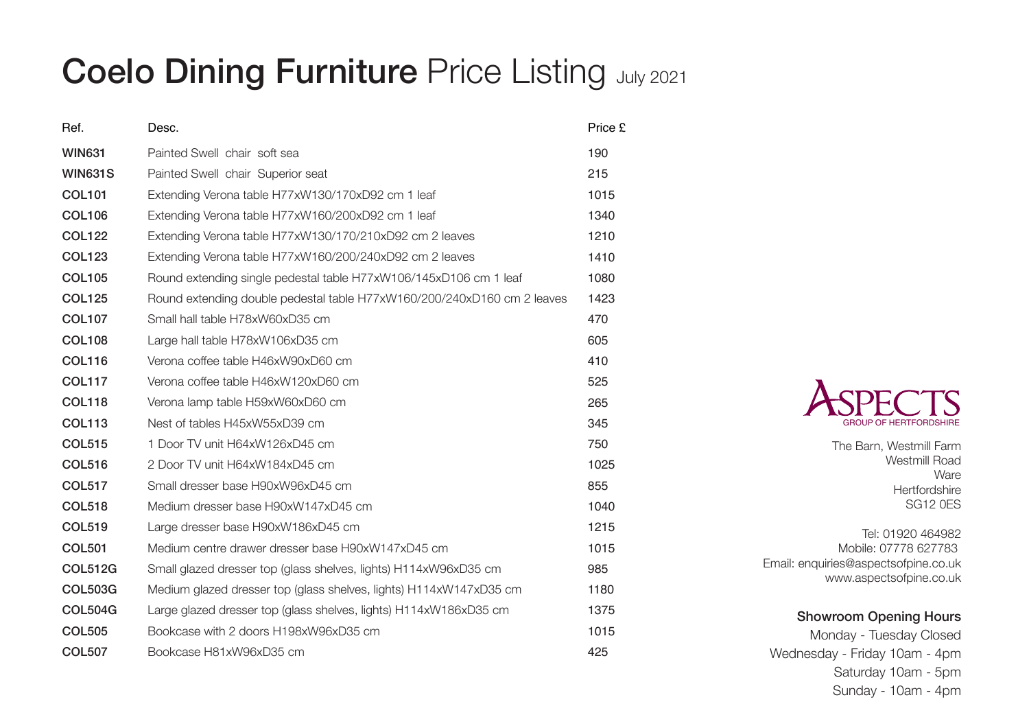# **Coelo Dining Furniture** Price Listing July 2021

| Ref. | Desc. | Price £ |
|---|---|---|
| **WIN631** | Painted Swell chair soft sea | 190 |
| **WIN631S** | Painted Swell chair Superior seat | 215 |
| **COL101** | Extending Verona table H77xW130/170xD92 cm 1 leaf | 1015 |
| **COL106** | Extending Verona table H77xW160/200xD92 cm 1 leaf | 1340 |
| **COL122** | Extending Verona table H77xW130/170/210xD92 cm 2 leaves | 1210 |
| **COL123** | Extending Verona table H77xW160/200/240xD92 cm 2 leaves | 1410 |
| **COL105** | Round extending single pedestal table H77xW106/145xD106 cm 1 leaf | 1080 |
| **COL125** | Round extending double pedestal table H77xW160/200/240xD160 cm 2 leaves | 1423 |
| **COL107** | Small hall table H78xW60xD35 cm | 470 |
| **COL108** | Large hall table H78xW106xD35 cm | 605 |
| **COL116** | Verona coffee table H46xW90xD60 cm | 410 |
| **COL117** | Verona coffee table H46xW120xD60 cm | 525 |
| **COL118** | Verona lamp table H59xW60xD60 cm | 265 |
| **COL113** | Nest of tables H45xW55xD39 cm | 345 |
| **COL515** | 1 Door TV unit H64xW126xD45 cm | 750 |
| **COL516** | 2 Door TV unit H64xW184xD45 cm | 1025 |
| **COL517** | Small dresser base H90xW96xD45 cm | 855 |
| **COL518** | Medium dresser base H90xW147xD45 cm | 1040 |
| **COL519** | Large dresser base H90xW186xD45 cm | 1215 |
| **COL501** | Medium centre drawer dresser base H90xW147xD45 cm | 1015 |
| **COL512G** | Small glazed dresser top (glass shelves, lights) H114xW96xD35 cm | 985 |
| **COL503G** | Medium glazed dresser top (glass shelves, lights) H114xW147xD35 cm | 1180 |
| **COL504G** | Large glazed dresser top (glass shelves, lights) H114xW186xD35 cm | 1375 |
| **COL505** | Bookcase with 2 doors H198xW96xD35 cm | 1015 |
| **COL507** | Bookcase H81xW96xD35 cm | 425 |

ASPECTS
GROUP OF HERTFORDSHIRE

The Barn, Westmill Farm
Westmill Road
Ware
Hertfordshire
SG12 0ES

Tel: 01920 464982
Mobile: 07778 627783
Email: enquiries@aspectsofpine.co.uk
www.aspectsofpine.co.uk

**Showroom Opening Hours**

Monday - Tuesday Closed
Wednesday - Friday 10am - 4pm
Saturday 10am - 5pm
Sunday - 10am - 4pm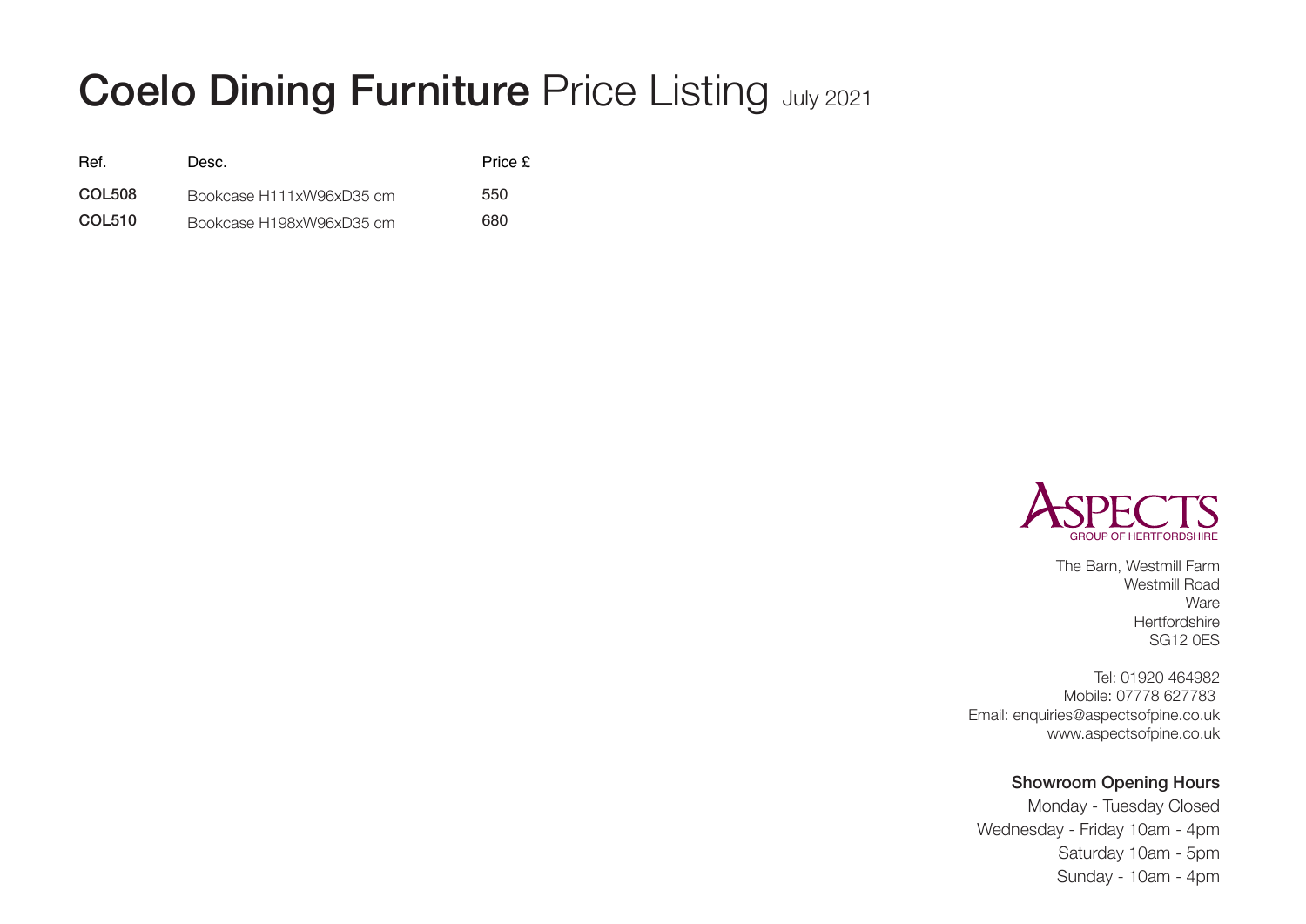# **Coelo Dining Furniture** Price Listing July 2021

| Ref. | Desc. | Price £ |
|---|---|---|
| **COL508** | Bookcase H111xW96xD35 cm | 550 |
| **COL510** | Bookcase H198xW96xD35 cm | 680 |

ASPECTS
GROUP OF HERTFORDSHIRE

The Barn, Westmill Farm
Westmill Road
Ware
Hertfordshire
SG12 0ES

Tel: 01920 464982
Mobile: 07778 627783
Email: enquiries@aspectsofpine.co.uk
www.aspectsofpine.co.uk

**Showroom Opening Hours**

Monday - Tuesday Closed
Wednesday - Friday 10am - 4pm
Saturday 10am - 5pm
Sunday - 10am - 4pm